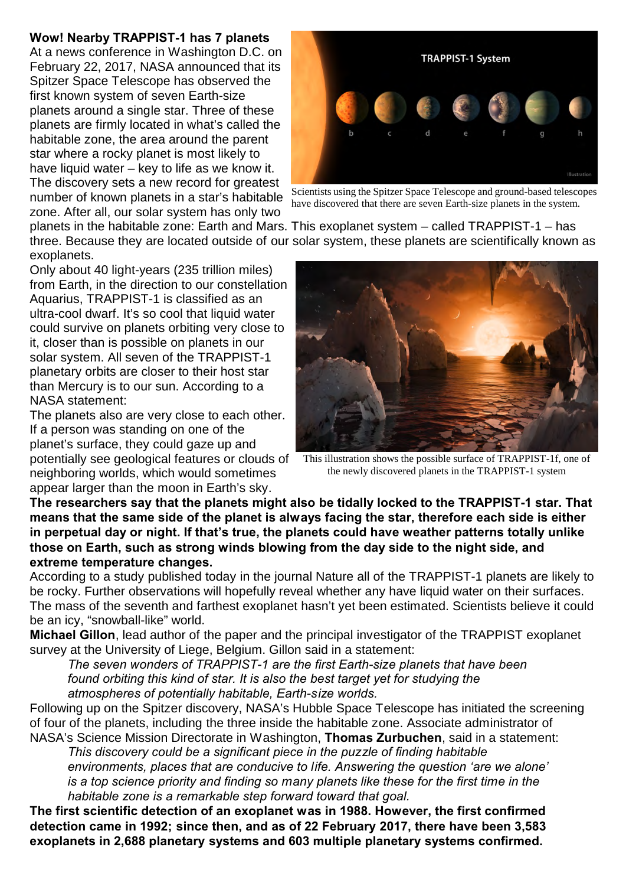**Wow! Nearby TRAPPIST-1 has 7 planets**

At a news conference in Washington D.C. on February 22, 2017, NASA announced that its Spitzer Space Telescope has observed the first known system of seven Earth-size planets around a single star. Three of these planets are firmly located in what's called the habitable zone, the area around the parent star where a rocky planet is most likely to have liquid water – key to life as we know it. The discovery sets a new record for greatest number of known planets in a star's habitable zone. After all, our solar system has only two planets in the habitable zone: Earth and Mars. This exoplanet system – called TRAPPIST-1 – has three. Because they are located outside of our solar system, these planets are scientifically known as exoplanets.

Scientists using the Spitzer Space Telescope and ground-based telescopes have discovered that there are seven Earth-size planets in the system.

Only about 40 light-years (235 trillion miles) from Earth, in the direction to our constellation Aquarius, TRAPPIST-1 is classified as an ultra-cool dwarf. It's so cool that liquid water could survive on planets orbiting very close to it, closer than is possible on planets in our solar system. All seven of the TRAPPIST-1 planetary orbits are closer to their host star than Mercury is to our sun. According to a NASA statement:

The planets also are very close to each other. If a person was standing on one of the planet's surface, they could gaze up and potentially see geological features or clouds of neighboring worlds, which would sometimes appear larger than the moon in Earth's sky.

This illustration shows the possible surface of TRAPPIST-1f, one of the newly discovered planets in the TRAPPIST-1 system

**The researchers say that the planets might also be tidally locked to the TRAPPIST-1 star. That means that the same side of the planet is always facing the star, therefore each side is either in perpetual day or night. If that's true, the planets could have weather patterns totally unlike those on Earth, such as strong winds blowing from the day side to the night side, and extreme temperature changes.**

According to a study published today in the journal Nature all of the TRAPPIST-1 planets are likely to be rocky. Further observations will hopefully reveal whether any have liquid water on their surfaces. The mass of the seventh and farthest exoplanet hasn't yet been estimated. Scientists believe it could be an icy, "snowball-like" world.

**Michael Gillon**, lead author of the paper and the principal investigator of the TRAPPIST exoplanet survey at the University of Liege, Belgium. Gillon said in a statement:

> *The seven wonders of TRAPPIST-1 are the first Earth-size planets that have been found orbiting this kind of star. It is also the best target yet for studying the atmospheres of potentially habitable, Earth-size worlds.*

Following up on the Spitzer discovery, NASA's Hubble Space Telescope has initiated the screening of four of the planets, including the three inside the habitable zone. Associate administrator of NASA's Science Mission Directorate in Washington, **Thomas Zurbuchen**, said in a statement:

> *This discovery could be a significant piece in the puzzle of finding habitable environments, places that are conducive to life. Answering the question 'are we alone' is a top science priority and finding so many planets like these for the first time in the habitable zone is a remarkable step forward toward that goal.*

**The first scientific detection of an exoplanet was in 1988. However, the first confirmed detection came in 1992; since then, and as of 22 February 2017, there have been 3,583 exoplanets in 2,688 planetary systems and 603 multiple planetary systems confirmed.**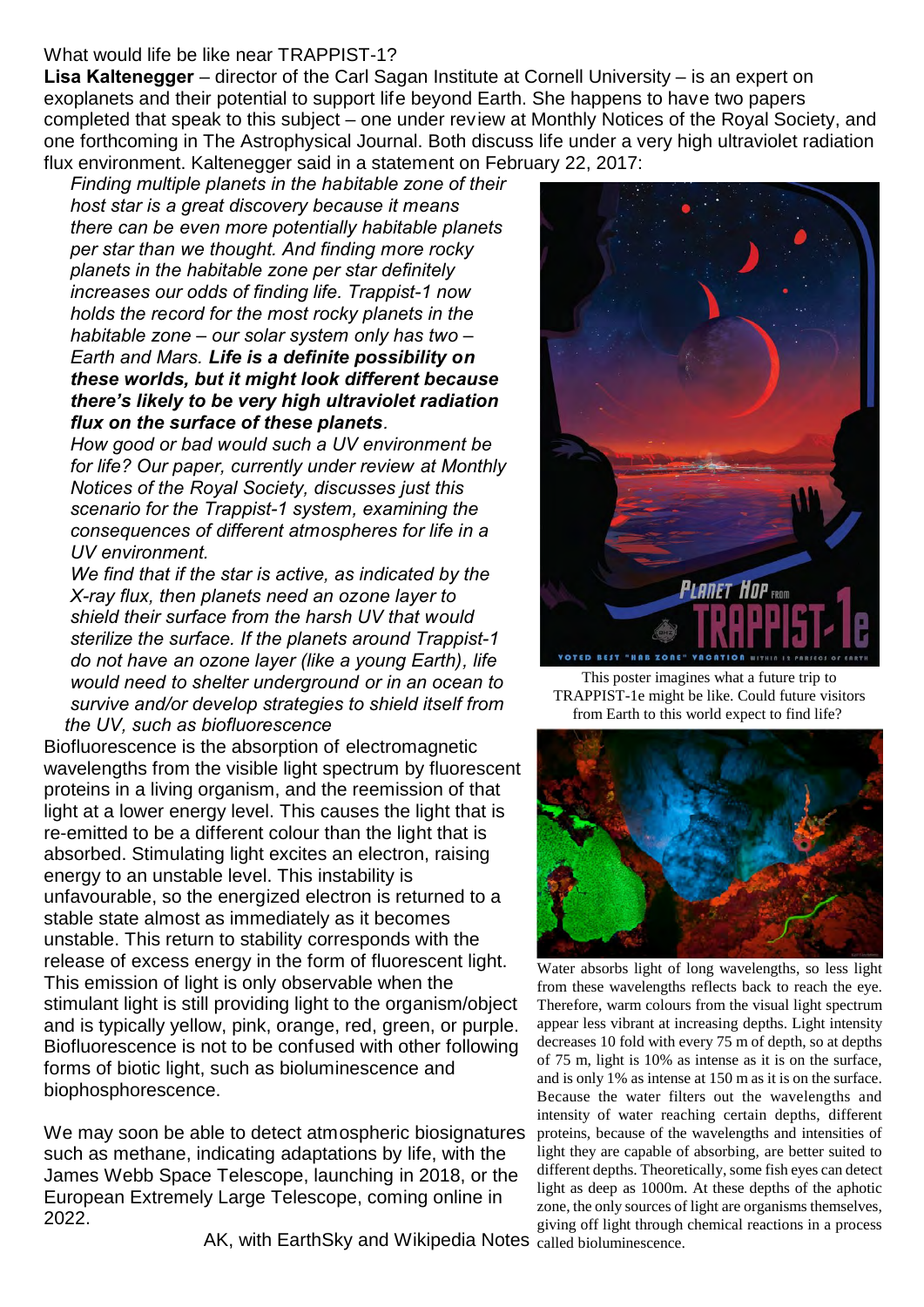What would life be like near TRAPPIST-1?

**Lisa Kaltenegger** – director of the Carl Sagan Institute at Cornell University – is an expert on exoplanets and their potential to support life beyond Earth. She happens to have two papers completed that speak to this subject – one under review at Monthly Notices of the Royal Society, and one forthcoming in The Astrophysical Journal. Both discuss life under a very high ultraviolet radiation flux environment. Kaltenegger said in a statement on February 22, 2017:

> *Finding multiple planets in the habitable zone of their host star is a great discovery because it means there can be even more potentially habitable planets per star than we thought. And finding more rocky planets in the habitable zone per star definitely increases our odds of finding life. Trappist-1 now holds the record for the most rocky planets in the habitable zone – our solar system only has two – Earth and Mars.* ***Life is a definite possibility on these worlds, but it might look different because there's likely to be very high ultraviolet radiation flux on the surface of these planets****.*
>
> *How good or bad would such a UV environment be for life? Our paper, currently under review at Monthly Notices of the Royal Society, discusses just this scenario for the Trappist-1 system, examining the consequences of different atmospheres for life in a UV environment.*
>
> *We find that if the star is active, as indicated by the X-ray flux, then planets need an ozone layer to shield their surface from the harsh UV that would sterilize the surface. If the planets around Trappist-1 do not have an ozone layer (like a young Earth), life would need to shelter underground or in an ocean to survive and/or develop strategies to shield itself from the UV, such as biofluorescence*

Biofluorescence is the absorption of electromagnetic wavelengths from the visible light spectrum by fluorescent proteins in a living organism, and the reemission of that light at a lower energy level. This causes the light that is re-emitted to be a different colour than the light that is absorbed. Stimulating light excites an electron, raising energy to an unstable level. This instability is unfavourable, so the energized electron is returned to a stable state almost as immediately as it becomes unstable. This return to stability corresponds with the release of excess energy in the form of fluorescent light. This emission of light is only observable when the stimulant light is still providing light to the organism/object and is typically yellow, pink, orange, red, green, or purple. Biofluorescence is not to be confused with other following forms of biotic light, such as bioluminescence and biophosphorescence.

We may soon be able to detect atmospheric biosignatures such as methane, indicating adaptations by life, with the James Webb Space Telescope, launching in 2018, or the European Extremely Large Telescope, coming online in 2022.

AK, with EarthSky and Wikipedia Notes

This poster imagines what a future trip to TRAPPIST-1e might be like. Could future visitors from Earth to this world expect to find life?

Water absorbs light of long wavelengths, so less light from these wavelengths reflects back to reach the eye. Therefore, warm colours from the visual light spectrum appear less vibrant at increasing depths. Light intensity decreases 10 fold with every 75 m of depth, so at depths of 75 m, light is 10% as intense as it is on the surface, and is only 1% as intense at 150 m as it is on the surface. Because the water filters out the wavelengths and intensity of water reaching certain depths, different proteins, because of the wavelengths and intensities of light they are capable of absorbing, are better suited to different depths. Theoretically, some fish eyes can detect light as deep as 1000m. At these depths of the aphotic zone, the only sources of light are organisms themselves, giving off light through chemical reactions in a process called bioluminescence.